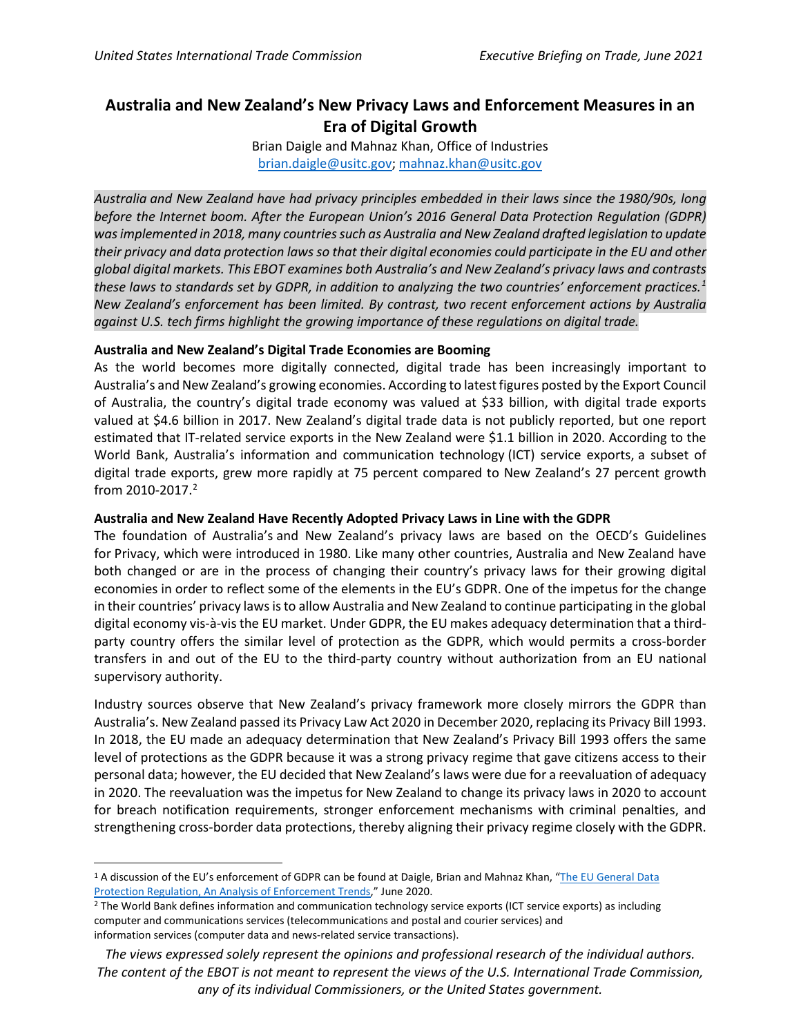# Australia and New Zealand's New Privacy Laws and Enforcement Measures in an Era of Digital Growth

Brian Daigle and Mahnaz Khan, Office of Industries
brian.daigle@usitc.gov; mahnaz.khan@usitc.gov

*Australia and New Zealand have had privacy principles embedded in their laws since the 1980/90s, long before the Internet boom. After the European Union's 2016 General Data Protection Regulation (GDPR) was implemented in 2018, many countries such as Australia and New Zealand drafted legislation to update their privacy and data protection laws so that their digital economies could participate in the EU and other global digital markets. This EBOT examines both Australia's and New Zealand's privacy laws and contrasts these laws to standards set by GDPR, in addition to analyzing the two countries' enforcement practices.[1] New Zealand's enforcement has been limited. By contrast, two recent enforcement actions by Australia against U.S. tech firms highlight the growing importance of these regulations on digital trade.*

**Australia and New Zealand's Digital Trade Economies are Booming**

As the world becomes more digitally connected, digital trade has been increasingly important to Australia's and New Zealand's growing economies. According to latest figures posted by the Export Council of Australia, the country's digital trade economy was valued at $33 billion, with digital trade exports valued at $4.6 billion in 2017. New Zealand's digital trade data is not publicly reported, but one report estimated that IT-related service exports in the New Zealand were $1.1 billion in 2020. According to the World Bank, Australia's information and communication technology (ICT) service exports, a subset of digital trade exports, grew more rapidly at 75 percent compared to New Zealand's 27 percent growth from 2010-2017.[2]

**Australia and New Zealand Have Recently Adopted Privacy Laws in Line with the GDPR**

The foundation of Australia's and New Zealand's privacy laws are based on the OECD's Guidelines for Privacy, which were introduced in 1980. Like many other countries, Australia and New Zealand have both changed or are in the process of changing their country's privacy laws for their growing digital economies in order to reflect some of the elements in the EU's GDPR. One of the impetus for the change in their countries' privacy laws is to allow Australia and New Zealand to continue participating in the global digital economy vis-à-vis the EU market. Under GDPR, the EU makes adequacy determination that a third-party country offers the similar level of protection as the GDPR, which would permit a cross-border transfers in and out of the EU to the third-party country without authorization from an EU national supervisory authority.

Industry sources observe that New Zealand's privacy framework more closely mirrors the GDPR than Australia's. New Zealand passed its Privacy Law Act 2020 in December 2020, replacing its Privacy Bill 1993. In 2018, the EU made an adequacy determination that New Zealand's Privacy Bill 1993 offers the same level of protections as the GDPR because it was a strong privacy regime that gave citizens access to their personal data; however, the EU decided that New Zealand's laws were due for a reevaluation of adequacy in 2020. The reevaluation was the impetus for New Zealand to change its privacy laws in 2020 to account for breach notification requirements, stronger enforcement mechanisms with criminal penalties, and strengthening cross-border data protections, thereby aligning their privacy regime closely with the GDPR.

---

[1] A discussion of the EU's enforcement of GDPR can be found at Daigle, Brian and Mahnaz Khan, "The EU General Data Protection Regulation, An Analysis of Enforcement Trends," June 2020.

[2] The World Bank defines information and communication technology service exports (ICT service exports) as including computer and communications services (telecommunications and postal and courier services) and information services (computer data and news-related service transactions).

*The views expressed solely represent the opinions and professional research of the individual authors. The content of the EBOT is not meant to represent the views of the U.S. International Trade Commission, any of its individual Commissioners, or the United States government.*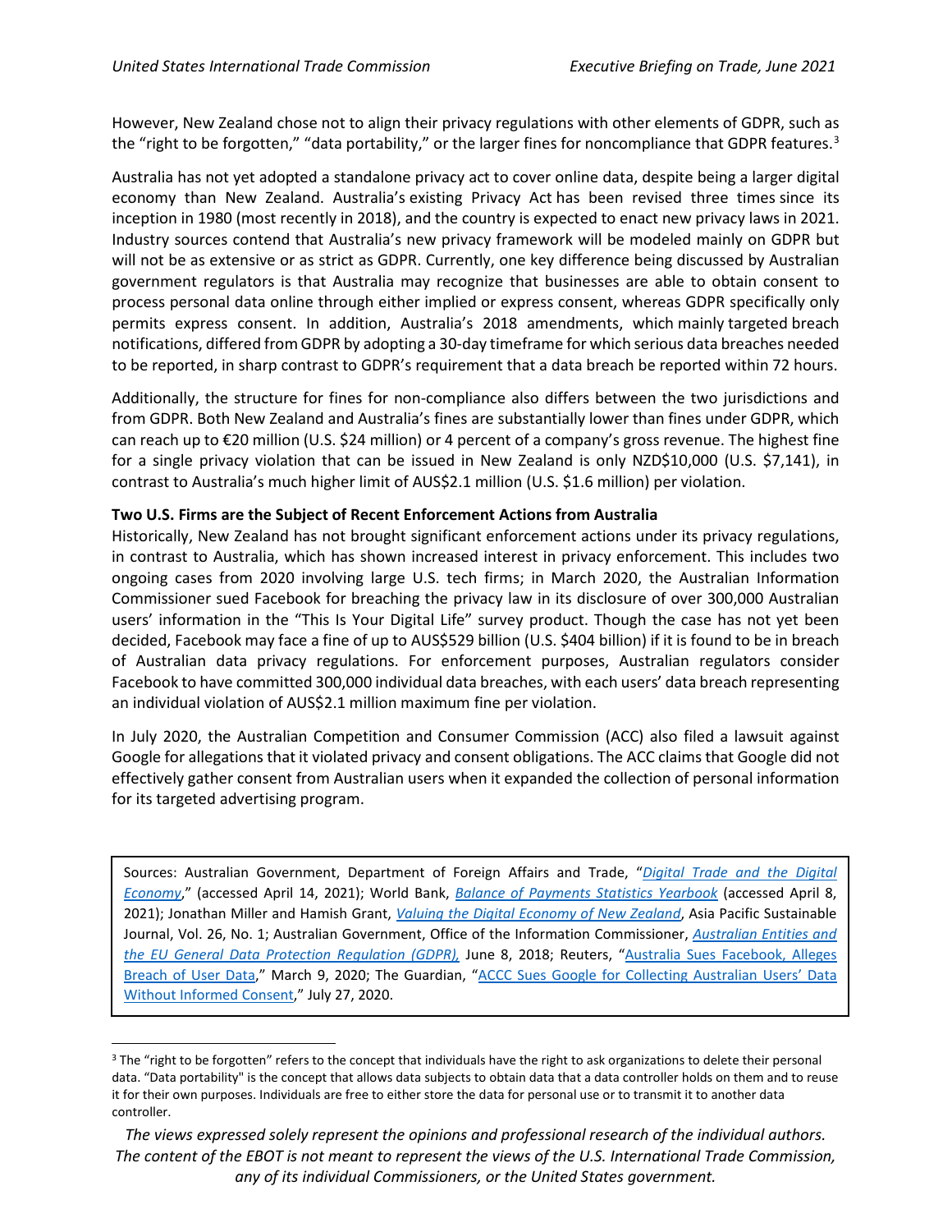However, New Zealand chose not to align their privacy regulations with other elements of GDPR, such as the "right to be forgotten," "data portability," or the larger fines for noncompliance that GDPR features.[3]

Australia has not yet adopted a standalone privacy act to cover online data, despite being a larger digital economy than New Zealand. Australia's existing Privacy Act has been revised three times since its inception in 1980 (most recently in 2018), and the country is expected to enact new privacy laws in 2021. Industry sources contend that Australia's new privacy framework will be modeled mainly on GDPR but will not be as extensive or as strict as GDPR. Currently, one key difference being discussed by Australian government regulators is that Australia may recognize that businesses are able to obtain consent to process personal data online through either implied or express consent, whereas GDPR specifically only permits express consent. In addition, Australia's 2018 amendments, which mainly targeted breach notifications, differed from GDPR by adopting a 30-day timeframe for which serious data breaches needed to be reported, in sharp contrast to GDPR's requirement that a data breach be reported within 72 hours.

Additionally, the structure for fines for non-compliance also differs between the two jurisdictions and from GDPR. Both New Zealand and Australia's fines are substantially lower than fines under GDPR, which can reach up to €20 million (U.S. $24 million) or 4 percent of a company's gross revenue. The highest fine for a single privacy violation that can be issued in New Zealand is only NZD$10,000 (U.S. $7,141), in contrast to Australia's much higher limit of AUS$2.1 million (U.S. $1.6 million) per violation.

**Two U.S. Firms are the Subject of Recent Enforcement Actions from Australia**

Historically, New Zealand has not brought significant enforcement actions under its privacy regulations, in contrast to Australia, which has shown increased interest in privacy enforcement. This includes two ongoing cases from 2020 involving large U.S. tech firms; in March 2020, the Australian Information Commissioner sued Facebook for breaching the privacy law in its disclosure of over 300,000 Australian users' information in the "This Is Your Digital Life" survey product. Though the case has not yet been decided, Facebook may face a fine of up to AUS$529 billion (U.S. $404 billion) if it is found to be in breach of Australian data privacy regulations. For enforcement purposes, Australian regulators consider Facebook to have committed 300,000 individual data breaches, with each users' data breach representing an individual violation of AUS$2.1 million maximum fine per violation.

In July 2020, the Australian Competition and Consumer Commission (ACC) also filed a lawsuit against Google for allegations that it violated privacy and consent obligations. The ACC claims that Google did not effectively gather consent from Australian users when it expanded the collection of personal information for its targeted advertising program.

Sources: Australian Government, Department of Foreign Affairs and Trade, "*Digital Trade and the Digital Economy*," (accessed April 14, 2021); World Bank, *Balance of Payments Statistics Yearbook* (accessed April 8, 2021); Jonathan Miller and Hamish Grant, *Valuing the Digital Economy of New Zealand*, Asia Pacific Sustainable Journal, Vol. 26, No. 1; Australian Government, Office of the Information Commissioner, *Australian Entities and the EU General Data Protection Regulation (GDPR),* June 8, 2018; Reuters, "Australia Sues Facebook, Alleges Breach of User Data," March 9, 2020; The Guardian, "ACCC Sues Google for Collecting Australian Users' Data Without Informed Consent," July 27, 2020.

[3] The "right to be forgotten" refers to the concept that individuals have the right to ask organizations to delete their personal data. "Data portability" is the concept that allows data subjects to obtain data that a data controller holds on them and to reuse it for their own purposes. Individuals are free to either store the data for personal use or to transmit it to another data controller.

*The views expressed solely represent the opinions and professional research of the individual authors. The content of the EBOT is not meant to represent the views of the U.S. International Trade Commission, any of its individual Commissioners, or the United States government.*